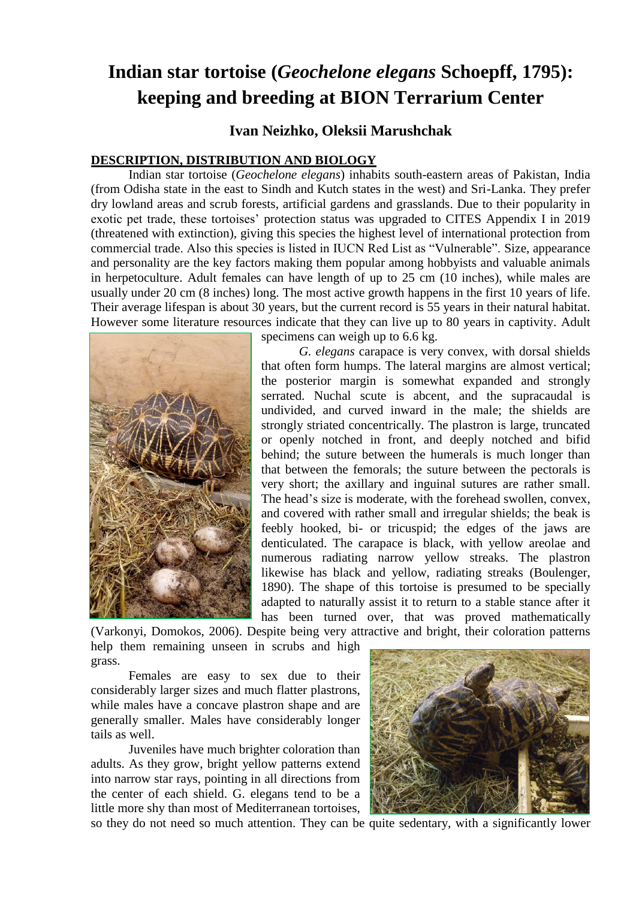# Indian star tortoise (*Geochelone elegans* Schoepff, 1795): keeping and breeding at BION Terrarium Center

### Ivan Neizhko, Oleksii Marushchak

## DESCRIPTION, DISTRIBUTION AND BIOLOGY

Indian star tortoise (*Geochelone elegans*) inhabits south-eastern areas of Pakistan, India (from Odisha state in the east to Sindh and Kutch states in the west) and Sri-Lanka. They prefer dry lowland areas and scrub forests, artificial gardens and grasslands. Due to their popularity in exotic pet trade, these tortoises' protection status was upgraded to CITES Appendix I in 2019 (threatened with extinction), giving this species the highest level of international protection from commercial trade. Also this species is listed in IUCN Red List as "Vulnerable". Size, appearance and personality are the key factors making them popular among hobbyists and valuable animals in herpetoculture. Adult females can have length of up to 25 cm (10 inches), while males are usually under 20 cm (8 inches) long. The most active growth happens in the first 10 years of life. Their average lifespan is about 30 years, but the current record is 55 years in their natural habitat. However some literature resources indicate that they can live up to 80 years in captivity. Adult specimens can weigh up to 6.6 kg.

*G. elegans* carapace is very convex, with dorsal shields that often form humps. The lateral margins are almost vertical; the posterior margin is somewhat expanded and strongly serrated. Nuchal scute is abcent, and the supracaudal is undivided, and curved inward in the male; the shields are strongly striated concentrically. The plastron is large, truncated or openly notched in front, and deeply notched and bifid behind; the suture between the humerals is much longer than that between the femorals; the suture between the pectorals is very short; the axillary and inguinal sutures are rather small. The head's size is moderate, with the forehead swollen, convex, and covered with rather small and irregular shields; the beak is feebly hooked, bi- or tricuspid; the edges of the jaws are denticulated. The carapace is black, with yellow areolae and numerous radiating narrow yellow streaks. The plastron likewise has black and yellow, radiating streaks (Boulenger, 1890). The shape of this tortoise is presumed to be specially adapted to naturally assist it to return to a stable stance after it has been turned over, that was proved mathematically (Varkonyi, Domokos, 2006). Despite being very attractive and bright, their coloration patterns help them remaining unseen in scrubs and high grass.

Females are easy to sex due to their considerably larger sizes and much flatter plastrons, while males have a concave plastron shape and are generally smaller. Males have considerably longer tails as well.

Juveniles have much brighter coloration than adults. As they grow, bright yellow patterns extend into narrow star rays, pointing in all directions from the center of each shield. G. elegans tend to be a little more shy than most of Mediterranean tortoises, so they do not need so much attention. They can be quite sedentary, with a significantly lower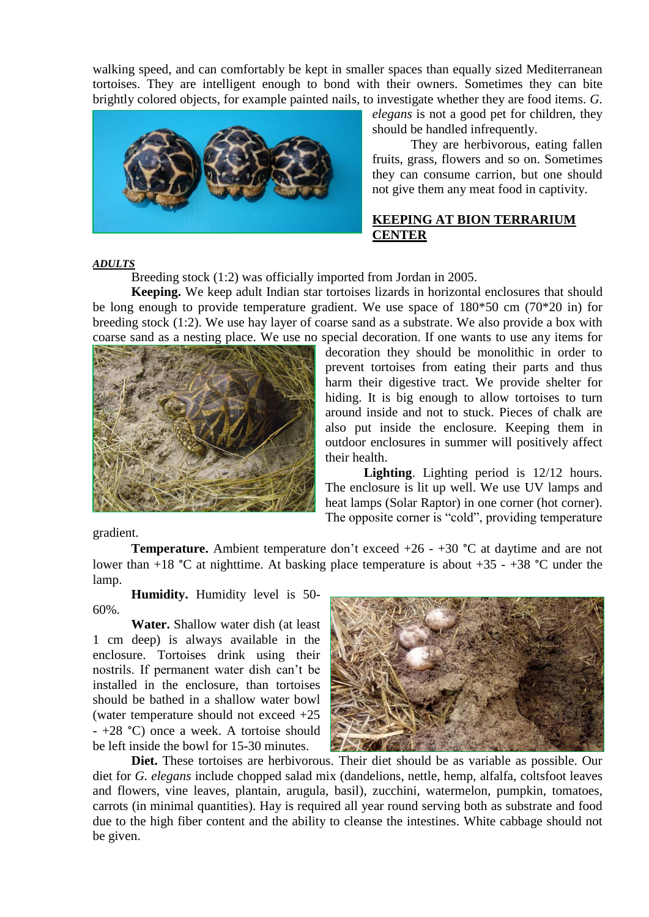walking speed, and can comfortably be kept in smaller spaces than equally sized Mediterranean tortoises. They are intelligent enough to bond with their owners. Sometimes they can bite brightly colored objects, for example painted nails, to investigate whether they are food items. *G. elegans* is not a good pet for children, they should be handled infrequently.

They are herbivorous, eating fallen fruits, grass, flowers and so on. Sometimes they can consume carrion, but one should not give them any meat food in captivity.

## KEEPING AT BION TERRARIUM CENTER

***ADULTS***

Breeding stock (1:2) was officially imported from Jordan in 2005.

**Keeping.** We keep adult Indian star tortoises lizards in horizontal enclosures that should be long enough to provide temperature gradient. We use space of 180*50 cm (70*20 in) for breeding stock (1:2). We use hay layer of coarse sand as a substrate. We also provide a box with coarse sand as a nesting place. We use no special decoration. If one wants to use any items for decoration they should be monolithic in order to prevent tortoises from eating their parts and thus harm their digestive tract. We provide shelter for hiding. It is big enough to allow tortoises to turn around inside and not to stuck. Pieces of chalk are also put inside the enclosure. Keeping them in outdoor enclosures in summer will positively affect their health.

**Lighting**. Lighting period is 12/12 hours. The enclosure is lit up well. We use UV lamps and heat lamps (Solar Raptor) in one corner (hot corner). The opposite corner is "cold", providing temperature gradient.

**Temperature.** Ambient temperature don't exceed +26 - +30 °C at daytime and are not lower than +18 °C at nighttime. At basking place temperature is about +35 - +38 °C under the lamp.

**Humidity.** Humidity level is 50-60%.

**Water.** Shallow water dish (at least 1 cm deep) is always available in the enclosure. Tortoises drink using their nostrils. If permanent water dish can't be installed in the enclosure, than tortoises should be bathed in a shallow water bowl (water temperature should not exceed +25 - +28 °C) once a week. A tortoise should be left inside the bowl for 15-30 minutes.

**Diet.** These tortoises are herbivorous. Their diet should be as variable as possible. Our diet for *G. elegans* include chopped salad mix (dandelions, nettle, hemp, alfalfa, coltsfoot leaves and flowers, vine leaves, plantain, arugula, basil), zucchini, watermelon, pumpkin, tomatoes, carrots (in minimal quantities). Hay is required all year round serving both as substrate and food due to the high fiber content and the ability to cleanse the intestines. White cabbage should not be given.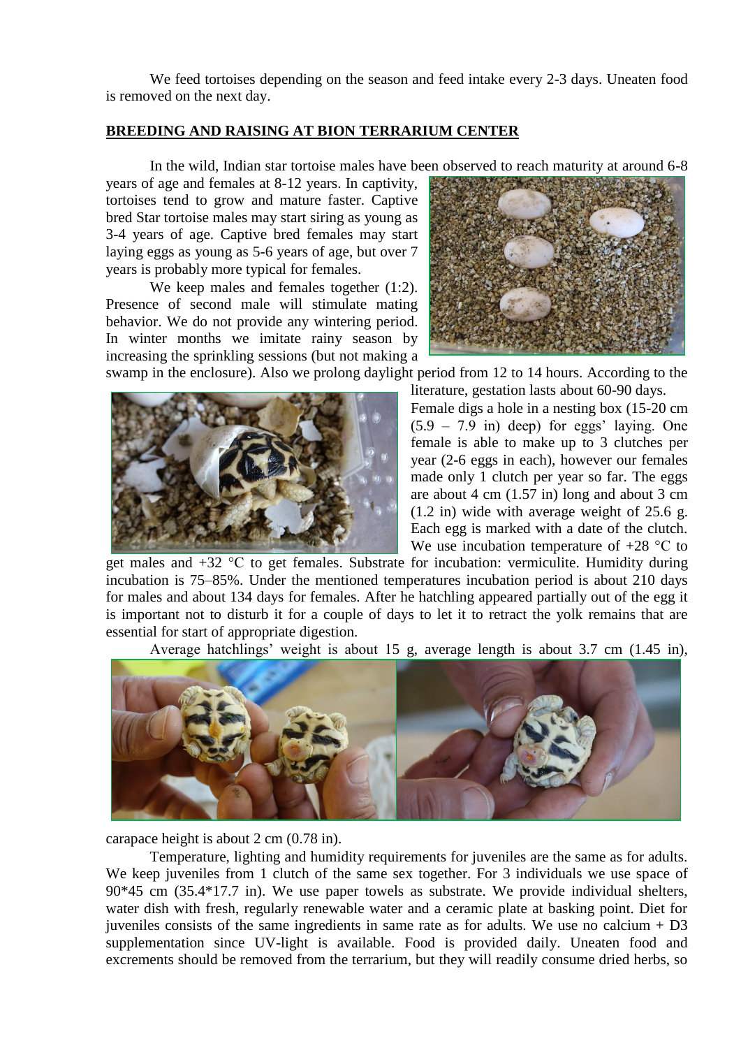We feed tortoises depending on the season and feed intake every 2-3 days. Uneaten food is removed on the next day.

## BREEDING AND RAISING AT BION TERRARIUM CENTER

In the wild, Indian star tortoise males have been observed to reach maturity at around 6-8 years of age and females at 8-12 years. In captivity, tortoises tend to grow and mature faster. Captive bred Star tortoise males may start siring as young as 3-4 years of age. Captive bred females may start laying eggs as young as 5-6 years of age, but over 7 years is probably more typical for females.

We keep males and females together (1:2). Presence of second male will stimulate mating behavior. We do not provide any wintering period. In winter months we imitate rainy season by increasing the sprinkling sessions (but not making a swamp in the enclosure). Also we prolong daylight period from 12 to 14 hours. According to the literature, gestation lasts about 60-90 days.

Female digs a hole in a nesting box (15-20 cm (5.9 – 7.9 in) deep) for eggs' laying. One female is able to make up to 3 clutches per year (2-6 eggs in each), however our females made only 1 clutch per year so far. The eggs are about 4 cm (1.57 in) long and about 3 cm (1.2 in) wide with average weight of 25.6 g. Each egg is marked with a date of the clutch. We use incubation temperature of +28 °C to get males and +32 °C to get females. Substrate for incubation: vermiculite. Humidity during incubation is 75–85%. Under the mentioned temperatures incubation period is about 210 days for males and about 134 days for females. After he hatchling appeared partially out of the egg it is important not to disturb it for a couple of days to let it to retract the yolk remains that are essential for start of appropriate digestion.

Average hatchlings' weight is about 15 g, average length is about 3.7 cm (1.45 in), carapace height is about 2 cm (0.78 in).

Temperature, lighting and humidity requirements for juveniles are the same as for adults. We keep juveniles from 1 clutch of the same sex together. For 3 individuals we use space of 90*45 cm (35.4*17.7 in). We use paper towels as substrate. We provide individual shelters, water dish with fresh, regularly renewable water and a ceramic plate at basking point. Diet for juveniles consists of the same ingredients in same rate as for adults. We use no calcium + D3 supplementation since UV-light is available. Food is provided daily. Uneaten food and excrements should be removed from the terrarium, but they will readily consume dried herbs, so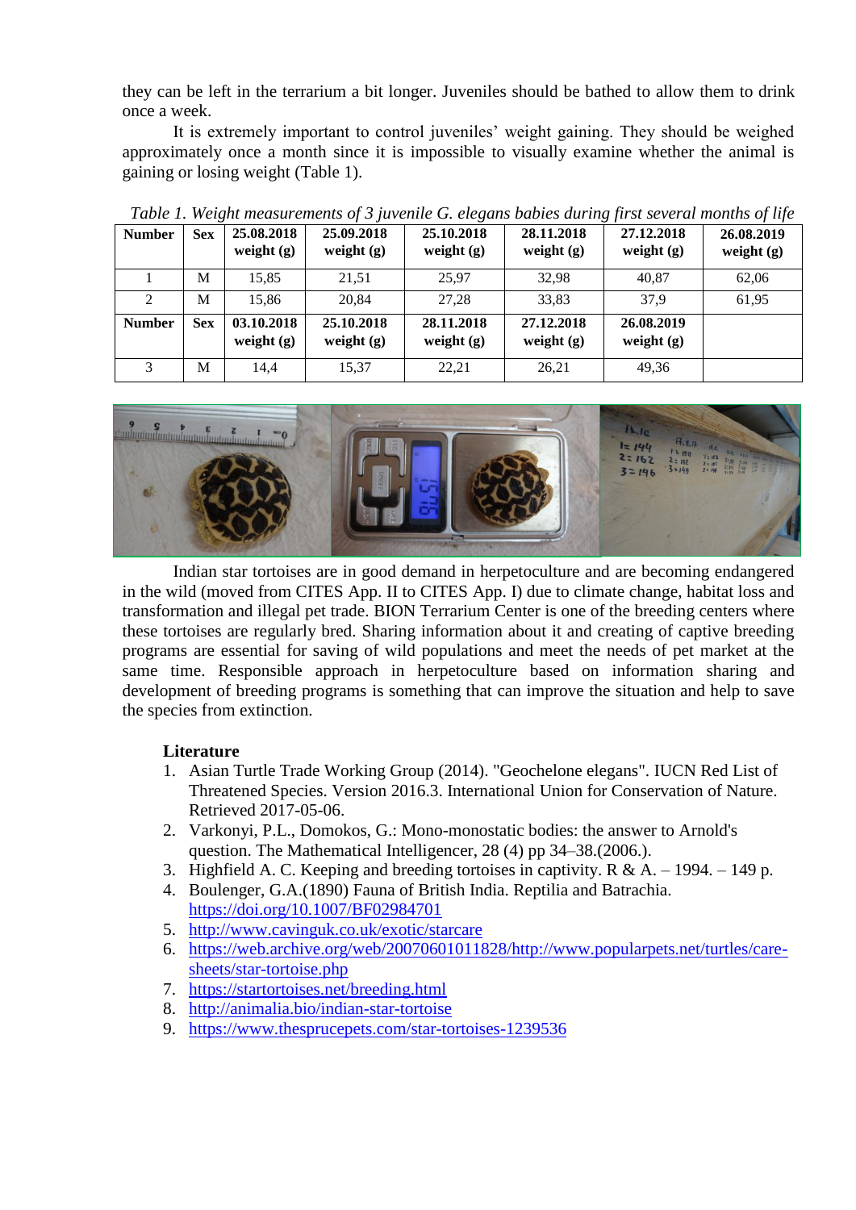they can be left in the terrarium a bit longer. Juveniles should be bathed to allow them to drink once a week.

It is extremely important to control juveniles' weight gaining. They should be weighed approximately once a month since it is impossible to visually examine whether the animal is gaining or losing weight (Table 1).

*Table 1. Weight measurements of 3 juvenile G. elegans babies during first several months of life*

| **Number** | **Sex** | **25.08.2018 weight (g)** | **25.09.2018 weight (g)** | **25.10.2018 weight (g)** | **28.11.2018 weight (g)** | **27.12.2018 weight (g)** | **26.08.2019 weight (g)** |
|---|---|---|---|---|---|---|---|
| 1 | M | 15,85 | 21,51 | 25,97 | 32,98 | 40,87 | 62,06 |
| 2 | M | 15,86 | 20,84 | 27,28 | 33,83 | 37,9 | 61,95 |
| **Number** | **Sex** | **03.10.2018 weight (g)** | **25.10.2018 weight (g)** | **28.11.2018 weight (g)** | **27.12.2018 weight (g)** | **26.08.2019 weight (g)** | |
| 3 | M | 14,4 | 15,37 | 22,21 | 26,21 | 49,36 | |

Indian star tortoises are in good demand in herpetoculture and are becoming endangered in the wild (moved from CITES App. II to CITES App. I) due to climate change, habitat loss and transformation and illegal pet trade. BION Terrarium Center is one of the breeding centers where these tortoises are regularly bred. Sharing information about it and creating of captive breeding programs are essential for saving of wild populations and meet the needs of pet market at the same time. Responsible approach in herpetoculture based on information sharing and development of breeding programs is something that can improve the situation and help to save the species from extinction.

## Literature

1. Asian Turtle Trade Working Group (2014). "Geochelone elegans". IUCN Red List of Threatened Species. Version 2016.3. International Union for Conservation of Nature. Retrieved 2017-05-06.
2. Varkonyi, P.L., Domokos, G.: Mono-monostatic bodies: the answer to Arnold's question. The Mathematical Intelligencer, 28 (4) pp 34–38.(2006.).
3. Highfield A. C. Keeping and breeding tortoises in captivity. R & A. – 1994. – 149 p.
4. Boulenger, G.A.(1890) Fauna of British India. Reptilia and Batrachia. https://doi.org/10.1007/BF02984701
5. http://www.cavinguk.co.uk/exotic/starcare
6. https://web.archive.org/web/20070601011828/http://www.popularpets.net/turtles/care-sheets/star-tortoise.php
7. https://startortoises.net/breeding.html
8. http://animalia.bio/indian-star-tortoise
9. https://www.thesprucepets.com/star-tortoises-1239536